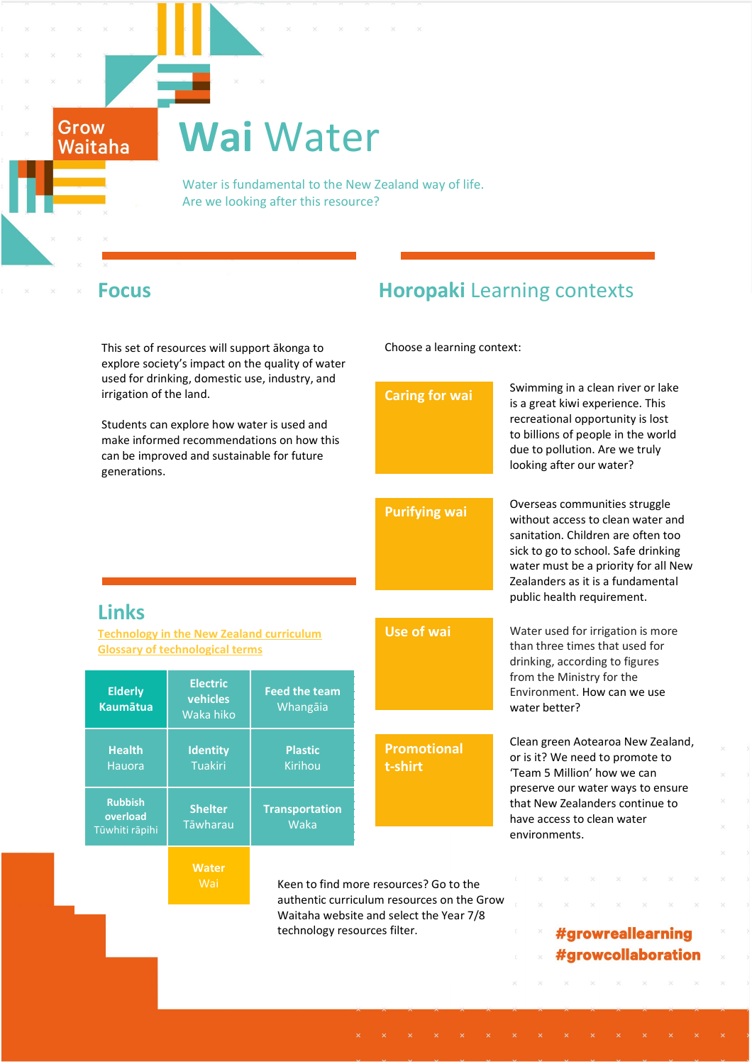Grow Waitaha

# Wai Water

Water is fundamental to the New Zealand way of life.
Are we looking after this resource?

## Focus

This set of resources will support ākonga to explore society's impact on the quality of water used for drinking, domestic use, industry, and irrigation of the land.

Students can explore how water is used and make informed recommendations on how this can be improved and sustainable for future generations.

## Links

Technology in the New Zealand curriculum
Glossary of technological terms

| | | |
|---|---|---|
| **Elderly** Kaumātua | **Electric vehicles** Waka hiko | **Feed the team** Whangāia |
| **Health** Hauora | **Identity** Tuakiri | **Plastic** Kirihou |
| **Rubbish overload** Tūwhiti rāpihi | **Shelter** Tāwharau | **Transportation** Waka |
| | **Water** Wai | |

## Horopaki Learning contexts

Choose a learning context:

**Caring for wai**

Swimming in a clean river or lake is a great kiwi experience. This recreational opportunity is lost to billions of people in the world due to pollution. Are we truly looking after our water?

**Purifying wai**

Overseas communities struggle without access to clean water and sanitation. Children are often too sick to go to school. Safe drinking water must be a priority for all New Zealanders as it is a fundamental public health requirement.

**Use of wai**

Water used for irrigation is more than three times that used for drinking, according to figures from the Ministry for the Environment. How can we use water better?

**Promotional t-shirt**

Clean green Aotearoa New Zealand, or is it? We need to promote to 'Team 5 Million' how we can preserve our water ways to ensure that New Zealanders continue to have access to clean water environments.

Keen to find more resources? Go to the authentic curriculum resources on the Grow Waitaha website and select the Year 7/8 technology resources filter.

#growreallearning
#growcollaboration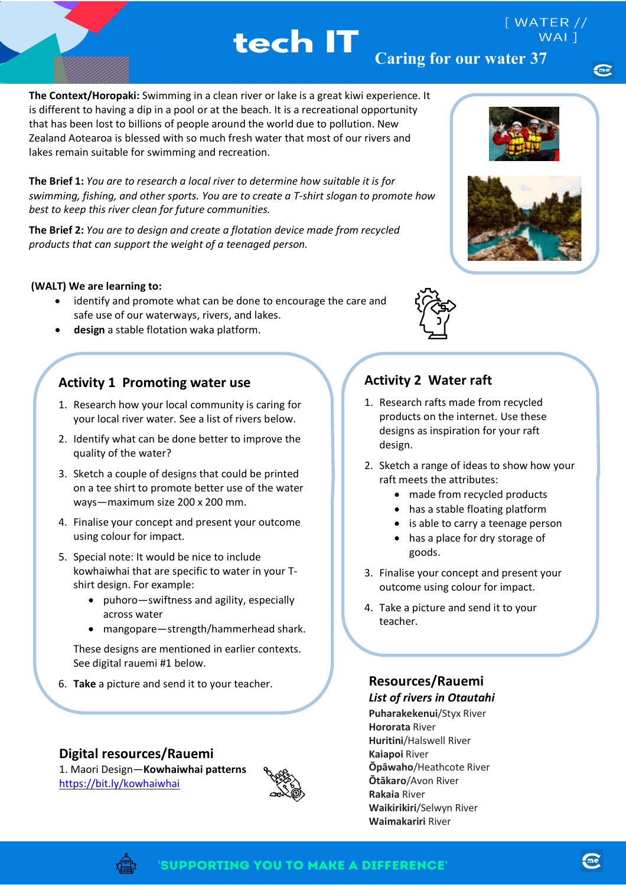# tech IT

[ WATER // WAI ]

## Caring for our water 37

**The Context/Horopaki:** Swimming in a clean river or lake is a great kiwi experience. It is different to having a dip in a pool or at the beach. It is a recreational opportunity that has been lost to billions of people around the world due to pollution. New Zealand Aotearoa is blessed with so much fresh water that most of our rivers and lakes remain suitable for swimming and recreation.

**The Brief 1:** *You are to research a local river to determine how suitable it is for swimming, fishing, and other sports. You are to create a T-shirt slogan to promote how best to keep this river clean for future communities.*

**The Brief 2:** *You are to design and create a flotation device made from recycled products that can support the weight of a teenaged person.*

**(WALT) We are learning to:**

- identify and promote what can be done to encourage the care and safe use of our waterways, rivers, and lakes.
- **design** a stable flotation waka platform.

### Activity 1 Promoting water use

1. Research how your local community is caring for your local river water. See a list of rivers below.
2. Identify what can be done better to improve the quality of the water?
3. Sketch a couple of designs that could be printed on a tee shirt to promote better use of the water ways—maximum size 200 x 200 mm.
4. Finalise your concept and present your outcome using colour for impact.
5. Special note: It would be nice to include kowhaiwhai that are specific to water in your T-shirt design. For example:
   - puhoro—swiftness and agility, especially across water
   - mangopare—strength/hammerhead shark.

   These designs are mentioned in earlier contexts. See digital rauemi #1 below.
6. **Take** a picture and send it to your teacher.

### Activity 2 Water raft

1. Research rafts made from recycled products on the internet. Use these designs as inspiration for your raft design.
2. Sketch a range of ideas to show how your raft meets the attributes:
   - made from recycled products
   - has a stable floating platform
   - is able to carry a teenage person
   - has a place for dry storage of goods.
3. Finalise your concept and present your outcome using colour for impact.
4. Take a picture and send it to your teacher.

### Digital resources/Rauemi

1. Maori Design—**Kowhaiwhai patterns**
[https://bit.ly/kowhaiwhai](https://bit.ly/kowhaiwhai)

### Resources/Rauemi

***List of rivers in Otautahi***

**Puharakekenui**/Styx River
**Hororata** River
**Huritini**/Halswell River
**Kaiapoi** River
**Ōpāwaho**/Heathcote River
**Ōtākaro**/Avon River
**Rakaia** River
**Waikirikiri**/Selwyn River
**Waimakariri** River

'SUPPORTING YOU TO MAKE A DIFFERENCE'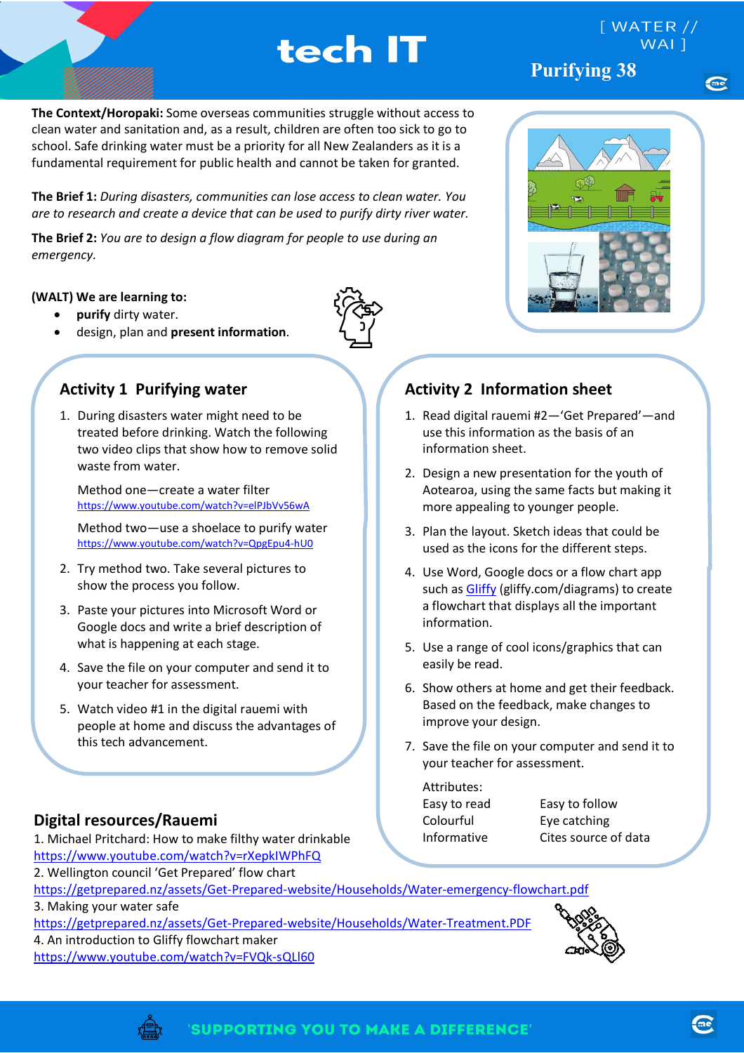# tech IT

[ WATER // WAI ]

## Purifying 38

**The Context/Horopaki:** Some overseas communities struggle without access to clean water and sanitation and, as a result, children are often too sick to go to school. Safe drinking water must be a priority for all New Zealanders as it is a fundamental requirement for public health and cannot be taken for granted.

**The Brief 1:** *During disasters, communities can lose access to clean water. You are to research and create a device that can be used to purify dirty river water.*

**The Brief 2:** *You are to design a flow diagram for people to use during an emergency.*

**(WALT) We are learning to:**

- **purify** dirty water.
- design, plan and **present information**.

## Activity 1 Purifying water

1. During disasters water might need to be treated before drinking. Watch the following two video clips that show how to remove solid waste from water.

   Method one—create a water filter
   https://www.youtube.com/watch?v=elPJbVv56wA

   Method two—use a shoelace to purify water
   https://www.youtube.com/watch?v=QpgEpu4-hU0

2. Try method two. Take several pictures to show the process you follow.
3. Paste your pictures into Microsoft Word or Google docs and write a brief description of what is happening at each stage.
4. Save the file on your computer and send it to your teacher for assessment.
5. Watch video #1 in the digital rauemi with people at home and discuss the advantages of this tech advancement.

## Activity 2 Information sheet

1. Read digital rauemi #2—'Get Prepared'—and use this information as the basis of an information sheet.
2. Design a new presentation for the youth of Aotearoa, using the same facts but making it more appealing to younger people.
3. Plan the layout. Sketch ideas that could be used as the icons for the different steps.
4. Use Word, Google docs or a flow chart app such as Gliffy (gliffy.com/diagrams) to create a flowchart that displays all the important information.
5. Use a range of cool icons/graphics that can easily be read.
6. Show others at home and get their feedback. Based on the feedback, make changes to improve your design.
7. Save the file on your computer and send it to your teacher for assessment.

   Attributes:

   | | |
   |---|---|
   | Easy to read | Easy to follow |
   | Colourful | Eye catching |
   | Informative | Cites source of data |

## Digital resources/Rauemi

1. Michael Pritchard: How to make filthy water drinkable
https://www.youtube.com/watch?v=rXepkIWPhFQ
2. Wellington council 'Get Prepared' flow chart
https://getprepared.nz/assets/Get-Prepared-website/Households/Water-emergency-flowchart.pdf
3. Making your water safe
https://getprepared.nz/assets/Get-Prepared-website/Households/Water-Treatment.PDF
4. An introduction to Gliffy flowchart maker
https://www.youtube.com/watch?v=FVQk-sQLl60

'SUPPORTING YOU TO MAKE A DIFFERENCE'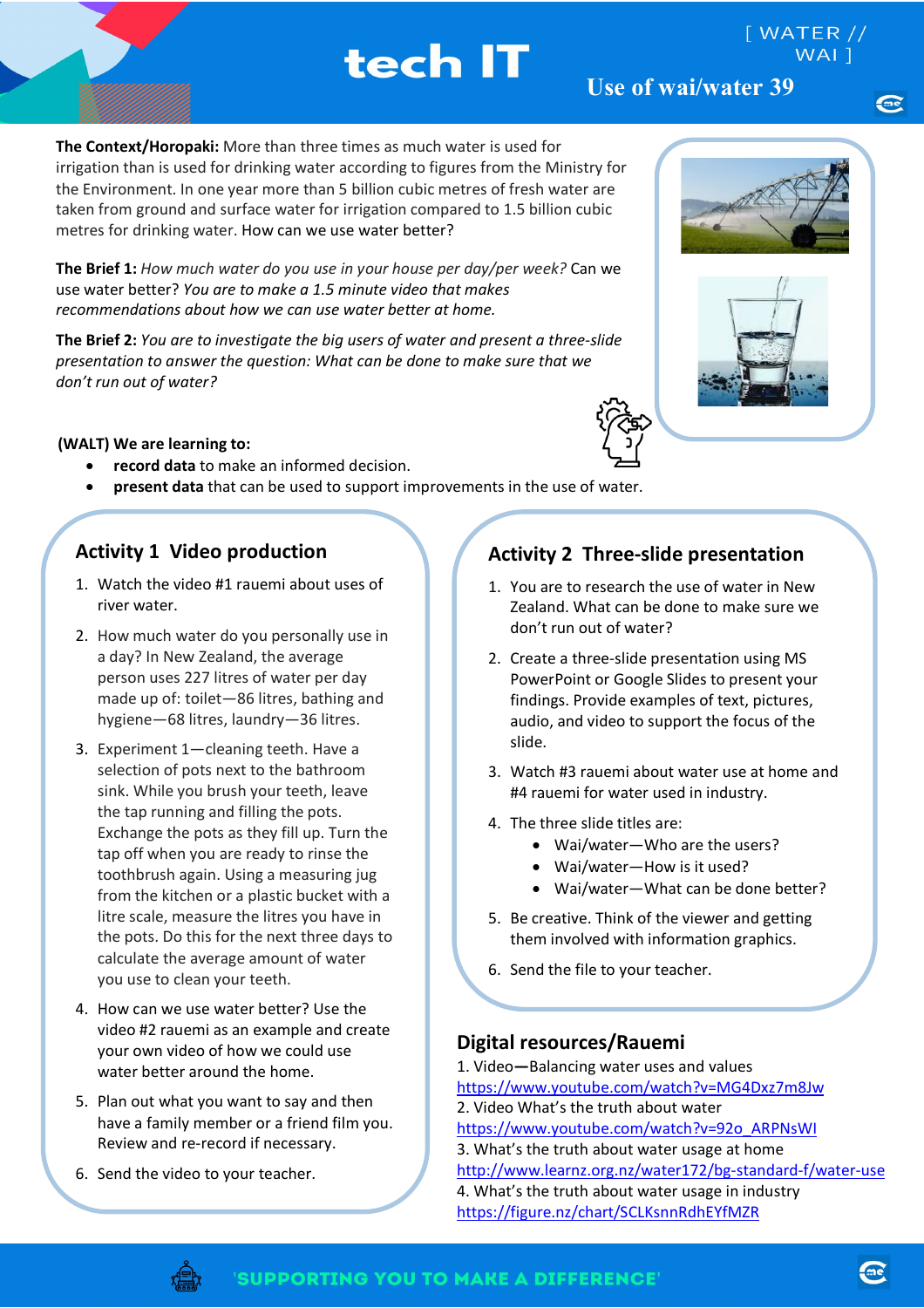# tech IT

[ WATER // WAI ]

## Use of wai/water 39

**The Context/Horopaki:** More than three times as much water is used for irrigation than is used for drinking water according to figures from the Ministry for the Environment. In one year more than 5 billion cubic metres of fresh water are taken from ground and surface water for irrigation compared to 1.5 billion cubic metres for drinking water. How can we use water better?

**The Brief 1:** *How much water do you use in your house per day/per week?* Can we use water better? *You are to make a 1.5 minute video that makes recommendations about how we can use water better at home.*

**The Brief 2:** *You are to investigate the big users of water and present a three-slide presentation to answer the question: What can be done to make sure that we don't run out of water?*

**(WALT) We are learning to:**

- **record data** to make an informed decision.
- **present data** that can be used to support improvements in the use of water.

## Activity 1 Video production

1. Watch the video #1 rauemi about uses of river water.
2. How much water do you personally use in a day? In New Zealand, the average person uses 227 litres of water per day made up of: toilet—86 litres, bathing and hygiene—68 litres, laundry—36 litres.
3. Experiment 1—cleaning teeth. Have a selection of pots next to the bathroom sink. While you brush your teeth, leave the tap running and filling the pots. Exchange the pots as they fill up. Turn the tap off when you are ready to rinse the toothbrush again. Using a measuring jug from the kitchen or a plastic bucket with a litre scale, measure the litres you have in the pots. Do this for the next three days to calculate the average amount of water you use to clean your teeth.
4. How can we use water better? Use the video #2 rauemi as an example and create your own video of how we could use water better around the home.
5. Plan out what you want to say and then have a family member or a friend film you. Review and re-record if necessary.
6. Send the video to your teacher.

## Activity 2 Three-slide presentation

1. You are to research the use of water in New Zealand. What can be done to make sure we don't run out of water?
2. Create a three-slide presentation using MS PowerPoint or Google Slides to present your findings. Provide examples of text, pictures, audio, and video to support the focus of the slide.
3. Watch #3 rauemi about water use at home and #4 rauemi for water used in industry.
4. The three slide titles are:
   - Wai/water—Who are the users?
   - Wai/water—How is it used?
   - Wai/water—What can be done better?
5. Be creative. Think of the viewer and getting them involved with information graphics.
6. Send the file to your teacher.

## Digital resources/Rauemi

1. Video**—**Balancing water uses and values
https://www.youtube.com/watch?v=MG4Dxz7m8Jw
2. Video What's the truth about water
https://www.youtube.com/watch?v=92o_ARPNsWI
3. What's the truth about water usage at home
http://www.learnz.org.nz/water172/bg-standard-f/water-use
4. What's the truth about water usage in industry
https://figure.nz/chart/SCLKsnnRdhEYfMZR

'SUPPORTING YOU TO MAKE A DIFFERENCE'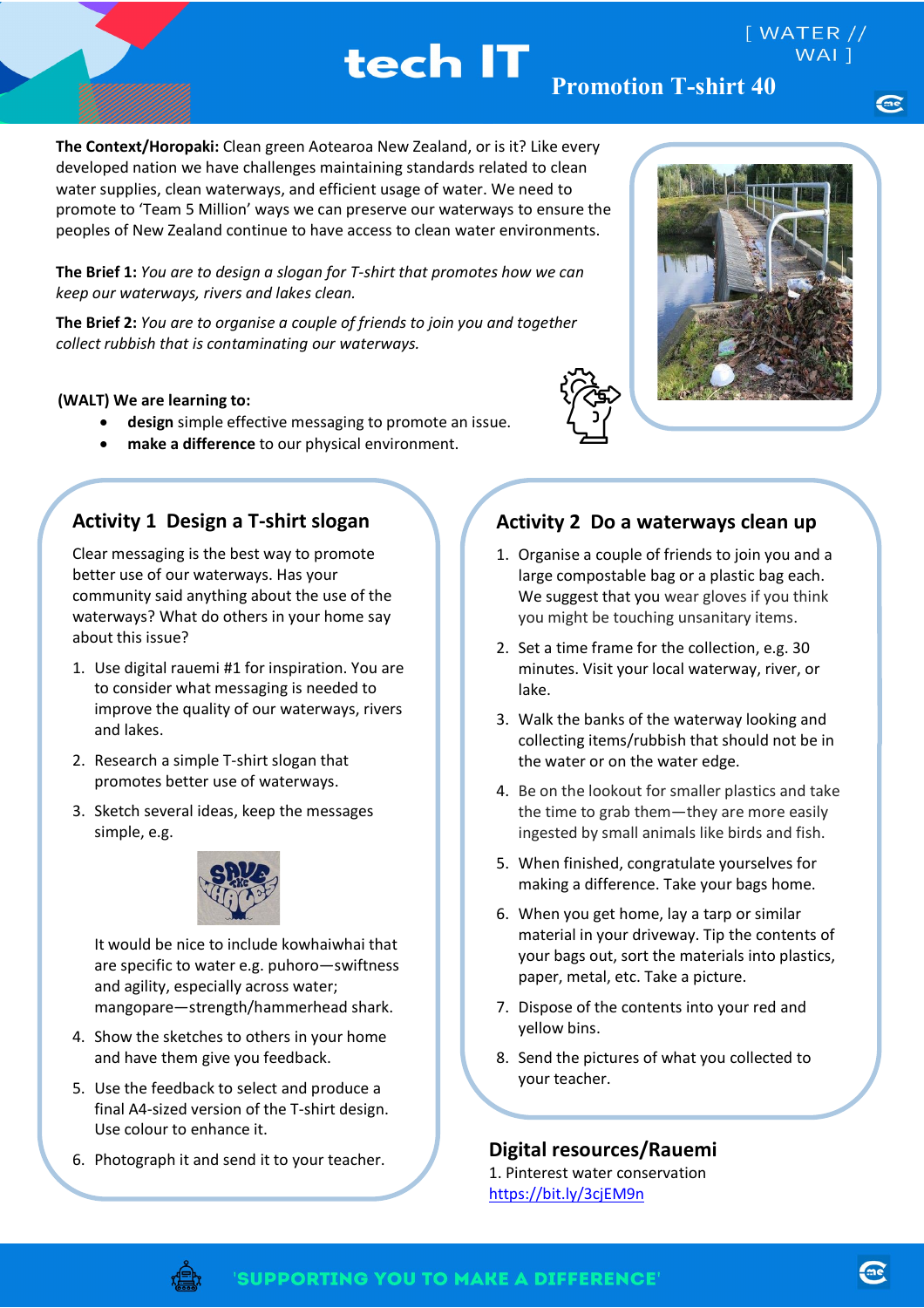# tech IT

[ WATER // WAI ]

**Promotion T-shirt 40**

**The Context/Horopaki:** Clean green Aotearoa New Zealand, or is it? Like every developed nation we have challenges maintaining standards related to clean water supplies, clean waterways, and efficient usage of water. We need to promote to 'Team 5 Million' ways we can preserve our waterways to ensure the peoples of New Zealand continue to have access to clean water environments.

**The Brief 1:** *You are to design a slogan for T-shirt that promotes how we can keep our waterways, rivers and lakes clean.*

**The Brief 2:** *You are to organise a couple of friends to join you and together collect rubbish that is contaminating our waterways.*

**(WALT) We are learning to:**

- **design** simple effective messaging to promote an issue.
- **make a difference** to our physical environment.

## Activity 1 Design a T-shirt slogan

Clear messaging is the best way to promote better use of our waterways. Has your community said anything about the use of the waterways? What do others in your home say about this issue?

1. Use digital rauemi #1 for inspiration. You are to consider what messaging is needed to improve the quality of our waterways, rivers and lakes.
2. Research a simple T-shirt slogan that promotes better use of waterways.
3. Sketch several ideas, keep the messages simple, e.g.

   It would be nice to include kowhaiwhai that are specific to water e.g. puhoro—swiftness and agility, especially across water; mangopare—strength/hammerhead shark.
4. Show the sketches to others in your home and have them give you feedback.
5. Use the feedback to select and produce a final A4-sized version of the T-shirt design. Use colour to enhance it.
6. Photograph it and send it to your teacher.

## Activity 2 Do a waterways clean up

1. Organise a couple of friends to join you and a large compostable bag or a plastic bag each. We suggest that you wear gloves if you think you might be touching unsanitary items.
2. Set a time frame for the collection, e.g. 30 minutes. Visit your local waterway, river, or lake.
3. Walk the banks of the waterway looking and collecting items/rubbish that should not be in the water or on the water edge.
4. Be on the lookout for smaller plastics and take the time to grab them—they are more easily ingested by small animals like birds and fish.
5. When finished, congratulate yourselves for making a difference. Take your bags home.
6. When you get home, lay a tarp or similar material in your driveway. Tip the contents of your bags out, sort the materials into plastics, paper, metal, etc. Take a picture.
7. Dispose of the contents into your red and yellow bins.
8. Send the pictures of what you collected to your teacher.

## Digital resources/Rauemi

1. Pinterest water conservation
https://bit.ly/3cjEM9n

'SUPPORTING YOU TO MAKE A DIFFERENCE'